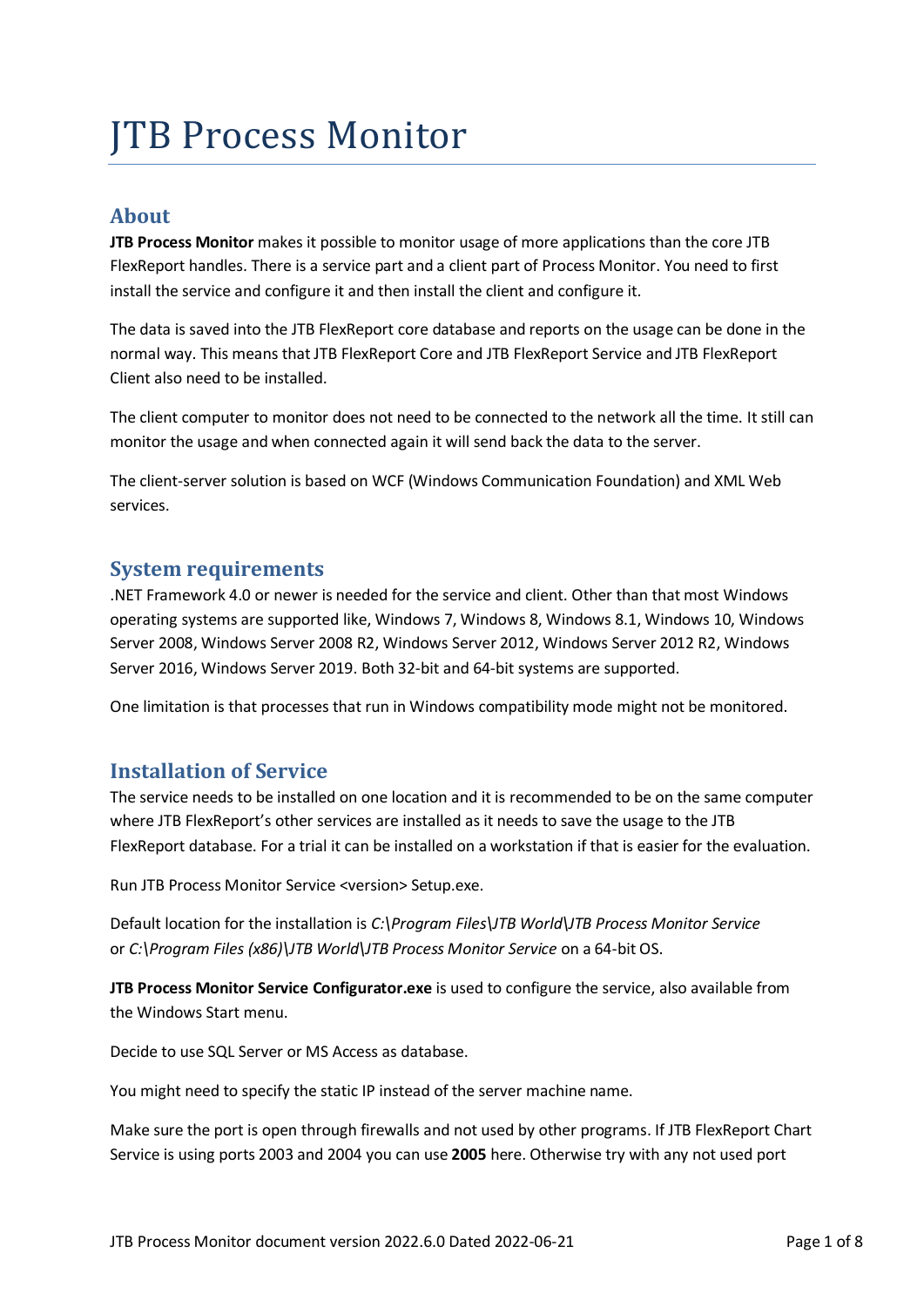# JTB Process Monitor

## About

**JTB Process Monitor** makes it possible to monitor usage of more applications than the core JTB FlexReport handles. There is a service part and a client part of Process Monitor. You need to first install the service and configure it and then install the client and configure it.

The data is saved into the JTB FlexReport core database and reports on the usage can be done in the normal way. This means that JTB FlexReport Core and JTB FlexReport Service and JTB FlexReport Client also need to be installed.

The client computer to monitor does not need to be connected to the network all the time. It still can monitor the usage and when connected again it will send back the data to the server.

The client-server solution is based on WCF (Windows Communication Foundation) and XML Web services.

## System requirements

.NET Framework 4.0 or newer is needed for the service and client. Other than that most Windows operating systems are supported like, Windows 7, Windows 8, Windows 8.1, Windows 10, Windows Server 2008, Windows Server 2008 R2, Windows Server 2012, Windows Server 2012 R2, Windows Server 2016, Windows Server 2019. Both 32-bit and 64-bit systems are supported.

One limitation is that processes that run in Windows compatibility mode might not be monitored.

## Installation of Service

The service needs to be installed on one location and it is recommended to be on the same computer where JTB FlexReport's other services are installed as it needs to save the usage to the JTB FlexReport database. For a trial it can be installed on a workstation if that is easier for the evaluation.

Run JTB Process Monitor Service <version> Setup.exe.

Default location for the installation is *C:\Program Files\JTB World\JTB Process Monitor Service* or *C:\Program Files (x86)\JTB World\JTB Process Monitor Service* on a 64-bit OS.

**JTB Process Monitor Service Configurator.exe** is used to configure the service, also available from the Windows Start menu.

Decide to use SQL Server or MS Access as database.

You might need to specify the static IP instead of the server machine name.

Make sure the port is open through firewalls and not used by other programs. If JTB FlexReport Chart Service is using ports 2003 and 2004 you can use **2005** here. Otherwise try with any not used port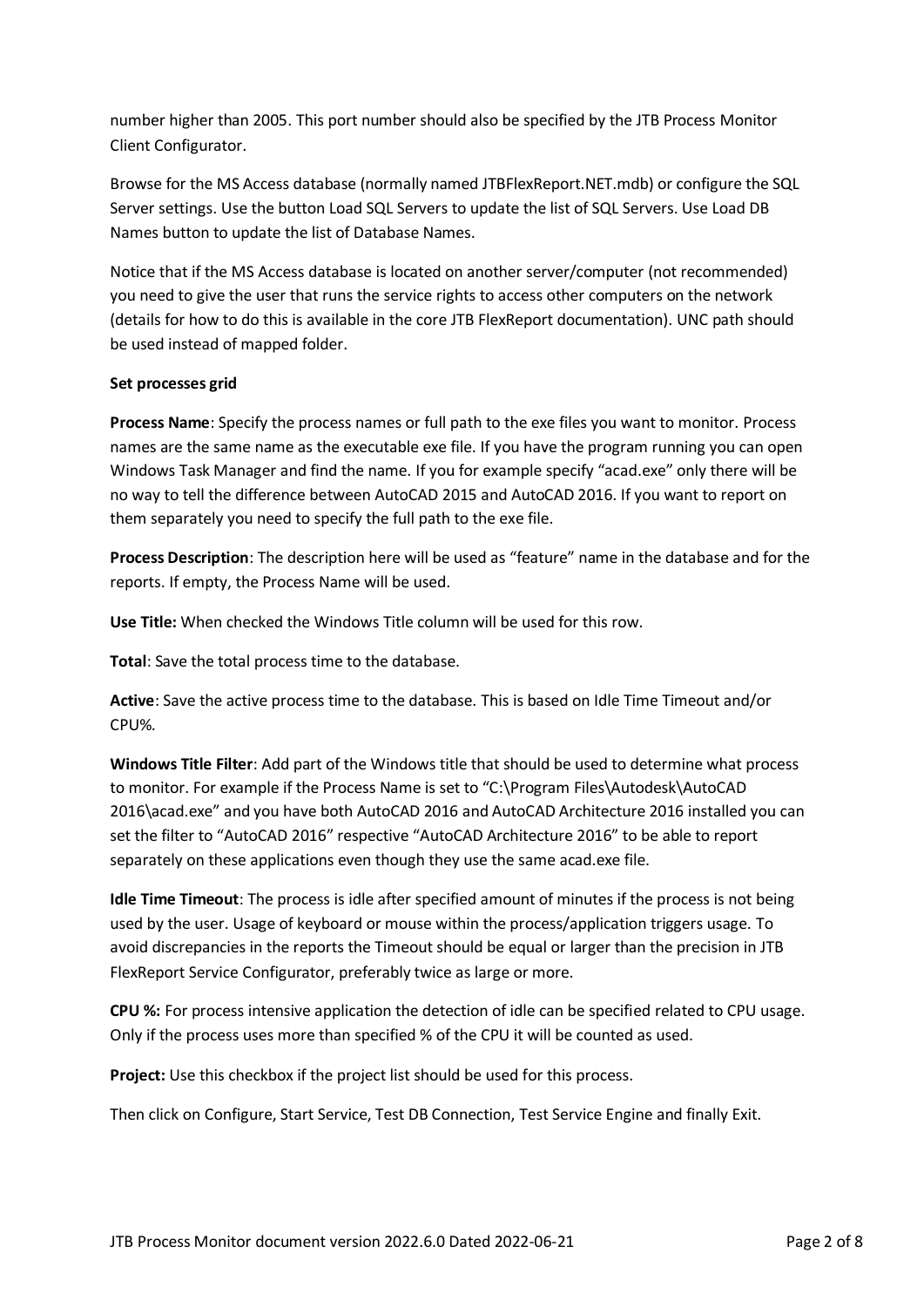number higher than 2005. This port number should also be specified by the JTB Process Monitor Client Configurator.

Browse for the MS Access database (normally named JTBFlexReport.NET.mdb) or configure the SQL Server settings. Use the button Load SQL Servers to update the list of SQL Servers. Use Load DB Names button to update the list of Database Names.

Notice that if the MS Access database is located on another server/computer (not recommended) you need to give the user that runs the service rights to access other computers on the network (details for how to do this is available in the core JTB FlexReport documentation). UNC path should be used instead of mapped folder.

**Set processes grid**

**Process Name**: Specify the process names or full path to the exe files you want to monitor. Process names are the same name as the executable exe file. If you have the program running you can open Windows Task Manager and find the name. If you for example specify "acad.exe" only there will be no way to tell the difference between AutoCAD 2015 and AutoCAD 2016. If you want to report on them separately you need to specify the full path to the exe file.

**Process Description**: The description here will be used as "feature" name in the database and for the reports. If empty, the Process Name will be used.

**Use Title:** When checked the Windows Title column will be used for this row.

**Total**: Save the total process time to the database.

**Active**: Save the active process time to the database. This is based on Idle Time Timeout and/or CPU%.

**Windows Title Filter**: Add part of the Windows title that should be used to determine what process to monitor. For example if the Process Name is set to "C:\Program Files\Autodesk\AutoCAD 2016\acad.exe" and you have both AutoCAD 2016 and AutoCAD Architecture 2016 installed you can set the filter to "AutoCAD 2016" respective "AutoCAD Architecture 2016" to be able to report separately on these applications even though they use the same acad.exe file.

**Idle Time Timeout**: The process is idle after specified amount of minutes if the process is not being used by the user. Usage of keyboard or mouse within the process/application triggers usage. To avoid discrepancies in the reports the Timeout should be equal or larger than the precision in JTB FlexReport Service Configurator, preferably twice as large or more.

**CPU %:** For process intensive application the detection of idle can be specified related to CPU usage. Only if the process uses more than specified % of the CPU it will be counted as used.

**Project:** Use this checkbox if the project list should be used for this process.

Then click on Configure, Start Service, Test DB Connection, Test Service Engine and finally Exit.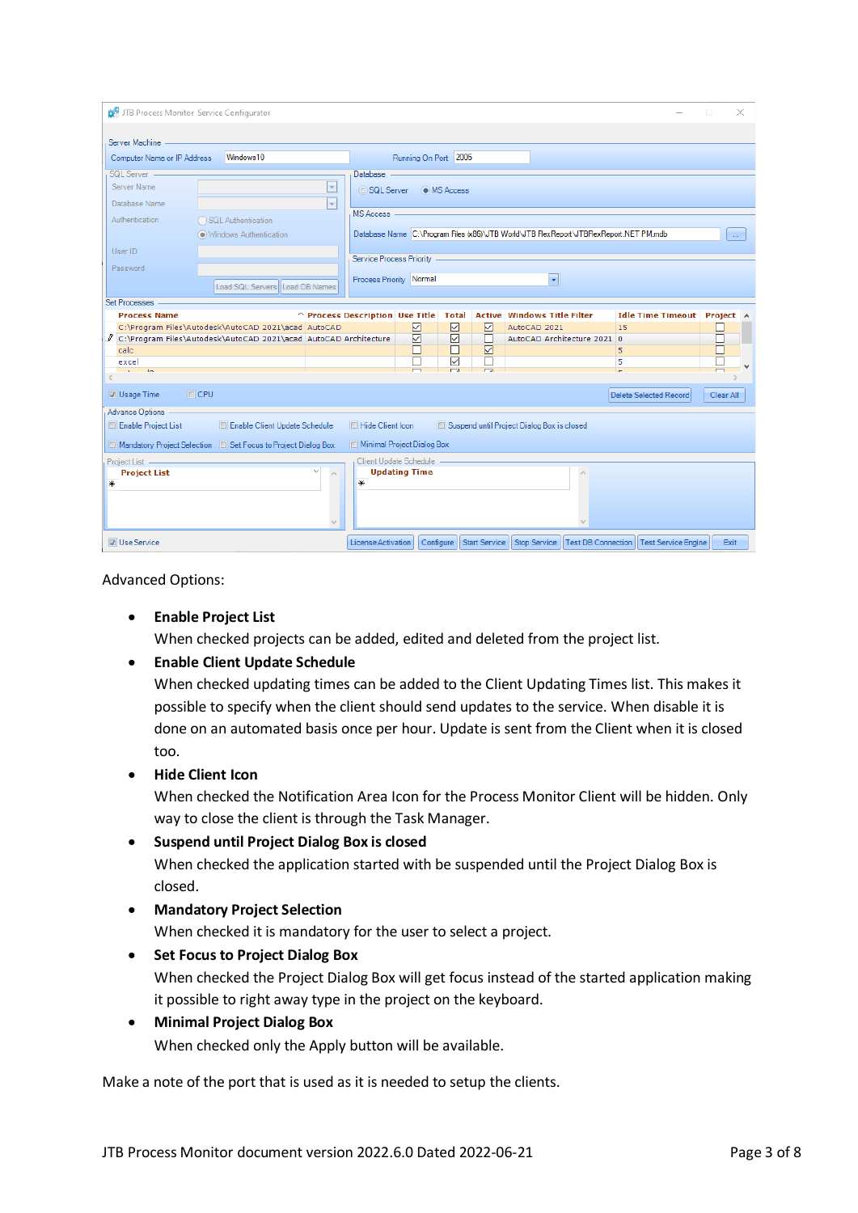Advanced Options:

- **Enable Project List**
  When checked projects can be added, edited and deleted from the project list.
- **Enable Client Update Schedule**
  When checked updating times can be added to the Client Updating Times list. This makes it possible to specify when the client should send updates to the service. When disable it is done on an automated basis once per hour. Update is sent from the Client when it is closed too.
- **Hide Client Icon**
  When checked the Notification Area Icon for the Process Monitor Client will be hidden. Only way to close the client is through the Task Manager.
- **Suspend until Project Dialog Box is closed**
  When checked the application started with be suspended until the Project Dialog Box is closed.
- **Mandatory Project Selection**
  When checked it is mandatory for the user to select a project.
- **Set Focus to Project Dialog Box**
  When checked the Project Dialog Box will get focus instead of the started application making it possible to right away type in the project on the keyboard.
- **Minimal Project Dialog Box**
  When checked only the Apply button will be available.

Make a note of the port that is used as it is needed to setup the clients.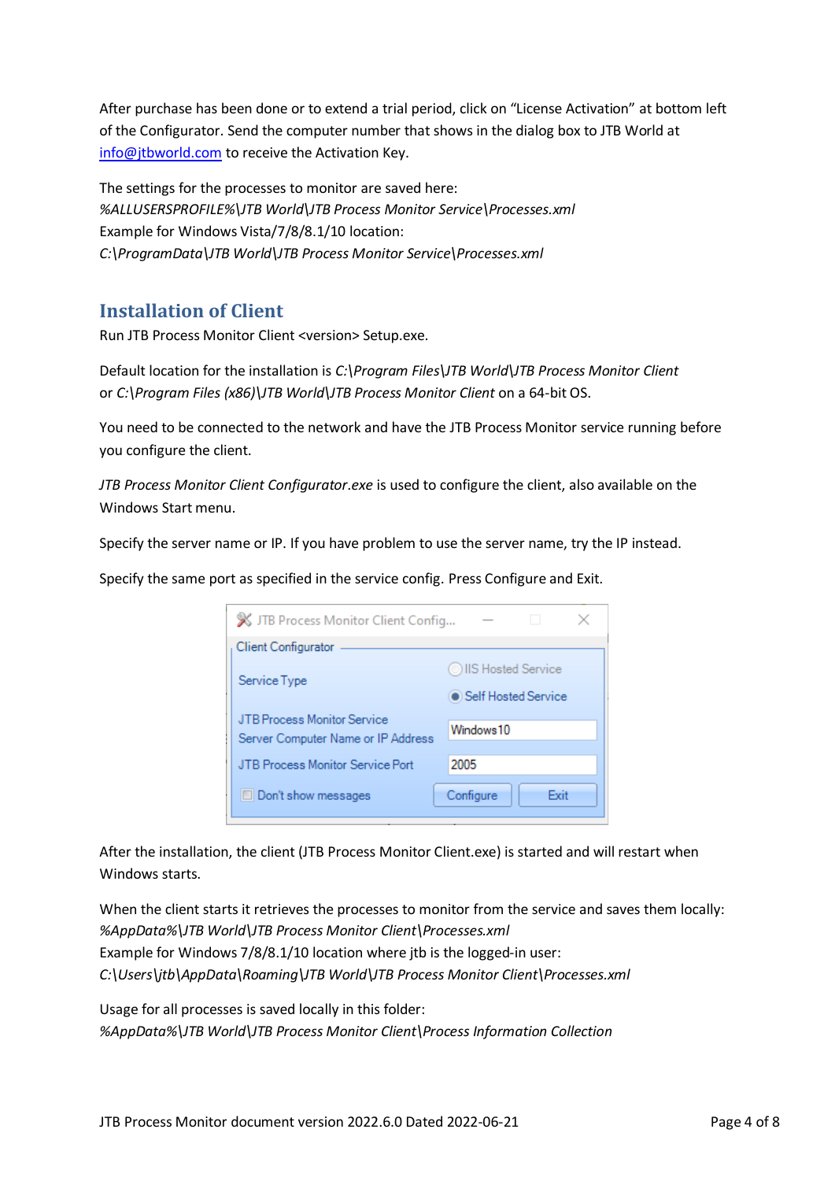After purchase has been done or to extend a trial period, click on "License Activation" at bottom left of the Configurator. Send the computer number that shows in the dialog box to JTB World at info@jtbworld.com to receive the Activation Key.

The settings for the processes to monitor are saved here:
*%ALLUSERSPROFILE%\JTB World\JTB Process Monitor Service\Processes.xml*
Example for Windows Vista/7/8/8.1/10 location:
*C:\ProgramData\JTB World\JTB Process Monitor Service\Processes.xml*

## Installation of Client

Run JTB Process Monitor Client <version> Setup.exe.

Default location for the installation is *C:\Program Files\JTB World\JTB Process Monitor Client* or *C:\Program Files (x86)\JTB World\JTB Process Monitor Client* on a 64-bit OS.

You need to be connected to the network and have the JTB Process Monitor service running before you configure the client.

*JTB Process Monitor Client Configurator.exe* is used to configure the client, also available on the Windows Start menu.

Specify the server name or IP. If you have problem to use the server name, try the IP instead.

Specify the same port as specified in the service config. Press Configure and Exit.

After the installation, the client (JTB Process Monitor Client.exe) is started and will restart when Windows starts.

When the client starts it retrieves the processes to monitor from the service and saves them locally:
*%AppData%\JTB World\JTB Process Monitor Client\Processes.xml*
Example for Windows 7/8/8.1/10 location where jtb is the logged-in user:
*C:\Users\jtb\AppData\Roaming\JTB World\JTB Process Monitor Client\Processes.xml*

Usage for all processes is saved locally in this folder:
*%AppData%\JTB World\JTB Process Monitor Client\Process Information Collection*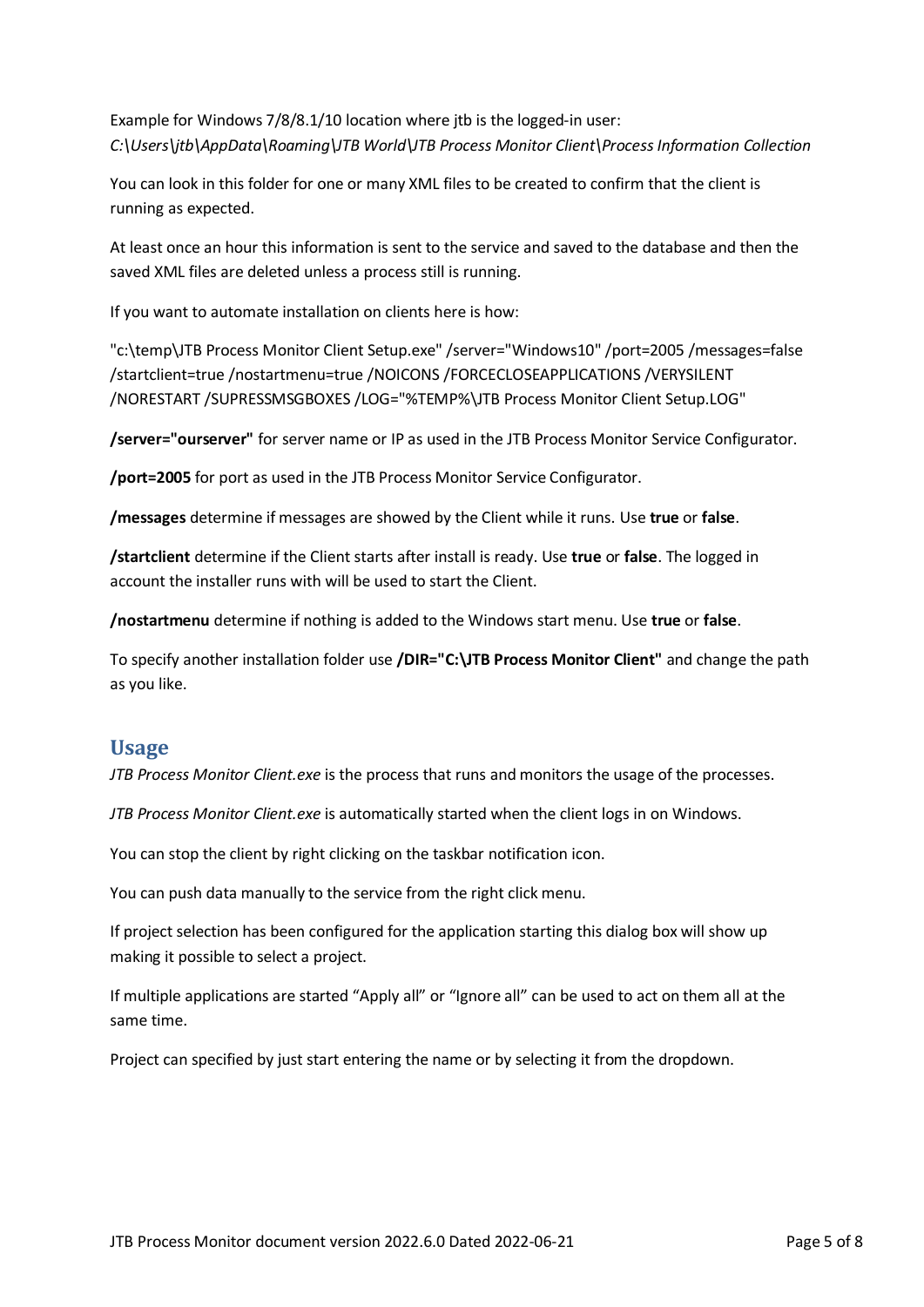Example for Windows 7/8/8.1/10 location where jtb is the logged-in user:
*C:\Users\jtb\AppData\Roaming\JTB World\JTB Process Monitor Client\Process Information Collection*

You can look in this folder for one or many XML files to be created to confirm that the client is running as expected.

At least once an hour this information is sent to the service and saved to the database and then the saved XML files are deleted unless a process still is running.

If you want to automate installation on clients here is how:

"c:\temp\JTB Process Monitor Client Setup.exe" /server="Windows10" /port=2005 /messages=false /startclient=true /nostartmenu=true /NOICONS /FORCECLOSEAPPLICATIONS /VERYSILENT /NORESTART /SUPRESSMSGBOXES /LOG="%TEMP%\JTB Process Monitor Client Setup.LOG"

**/server="ourserver"** for server name or IP as used in the JTB Process Monitor Service Configurator.

**/port=2005** for port as used in the JTB Process Monitor Service Configurator.

**/messages** determine if messages are showed by the Client while it runs. Use **true** or **false**.

**/startclient** determine if the Client starts after install is ready. Use **true** or **false**. The logged in account the installer runs with will be used to start the Client.

**/nostartmenu** determine if nothing is added to the Windows start menu. Use **true** or **false**.

To specify another installation folder use **/DIR="C:\JTB Process Monitor Client"** and change the path as you like.

## Usage

*JTB Process Monitor Client.exe* is the process that runs and monitors the usage of the processes.

*JTB Process Monitor Client.exe* is automatically started when the client logs in on Windows.

You can stop the client by right clicking on the taskbar notification icon.

You can push data manually to the service from the right click menu.

If project selection has been configured for the application starting this dialog box will show up making it possible to select a project.

If multiple applications are started "Apply all" or "Ignore all" can be used to act on them all at the same time.

Project can specified by just start entering the name or by selecting it from the dropdown.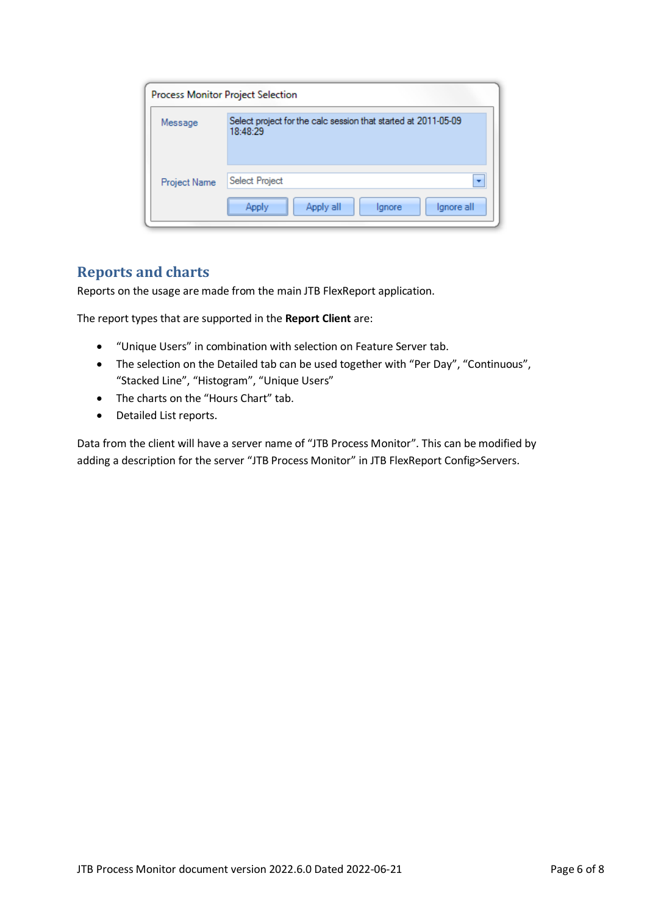## Reports and charts

Reports on the usage are made from the main JTB FlexReport application.

The report types that are supported in the **Report Client** are:

- “Unique Users” in combination with selection on Feature Server tab.
- The selection on the Detailed tab can be used together with “Per Day”, “Continuous”, “Stacked Line”, “Histogram”, “Unique Users”
- The charts on the “Hours Chart” tab.
- Detailed List reports.

Data from the client will have a server name of “JTB Process Monitor”. This can be modified by adding a description for the server “JTB Process Monitor” in JTB FlexReport Config>Servers.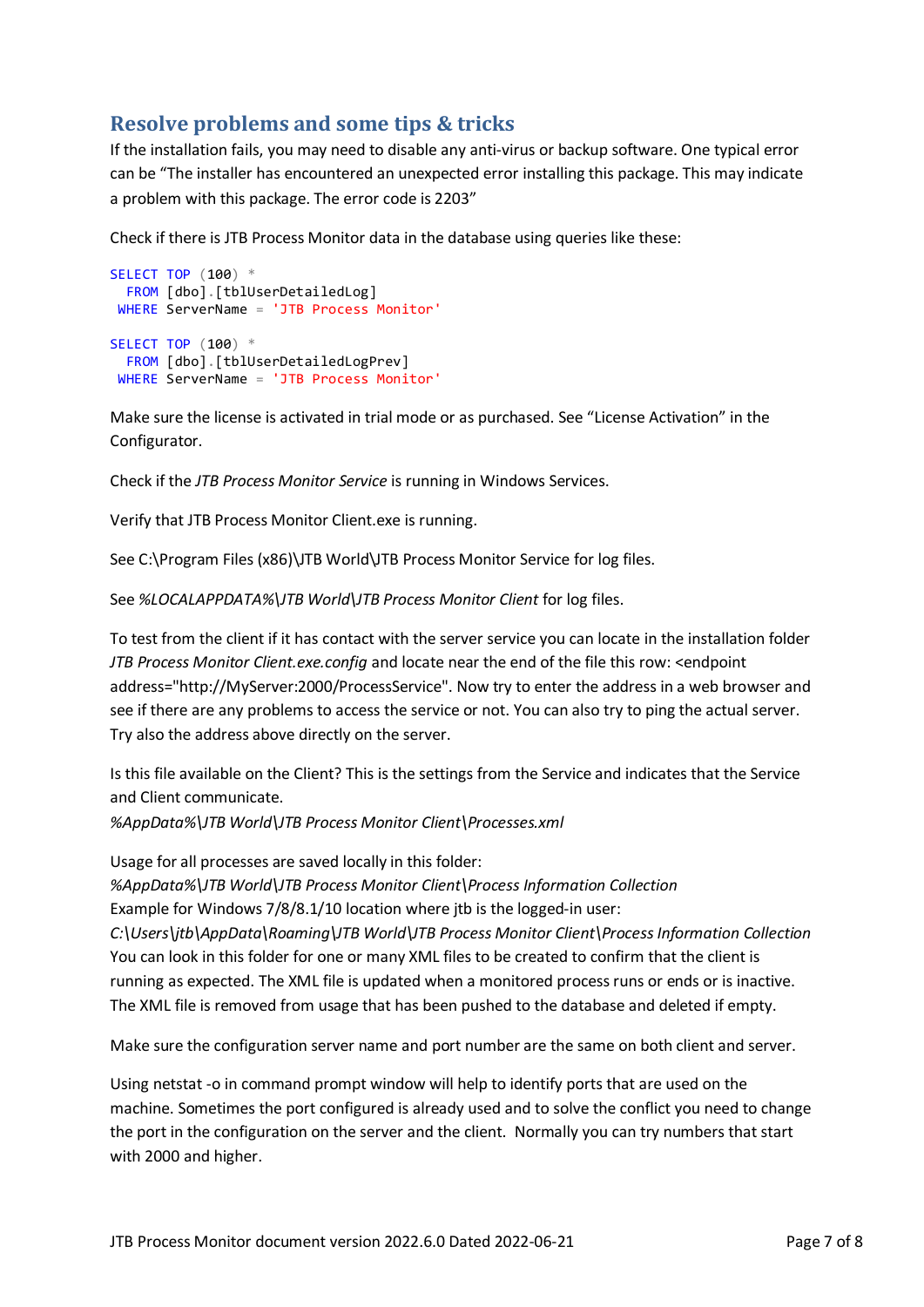## Resolve problems and some tips & tricks

If the installation fails, you may need to disable any anti-virus or backup software. One typical error can be “The installer has encountered an unexpected error installing this package. This may indicate a problem with this package. The error code is 2203”

Check if there is JTB Process Monitor data in the database using queries like these:

```
SELECT TOP (100) *
  FROM [dbo].[tblUserDetailedLog]
 WHERE ServerName = 'JTB Process Monitor'

SELECT TOP (100) *
  FROM [dbo].[tblUserDetailedLogPrev]
 WHERE ServerName = 'JTB Process Monitor'
```

Make sure the license is activated in trial mode or as purchased. See “License Activation” in the Configurator.

Check if the *JTB Process Monitor Service* is running in Windows Services.

Verify that JTB Process Monitor Client.exe is running.

See C:\Program Files (x86)\JTB World\JTB Process Monitor Service for log files.

See *%LOCALAPPDATA%\JTB World\JTB Process Monitor Client* for log files.

To test from the client if it has contact with the server service you can locate in the installation folder *JTB Process Monitor Client.exe.config* and locate near the end of the file this row: <endpoint address="http://MyServer:2000/ProcessService". Now try to enter the address in a web browser and see if there are any problems to access the service or not. You can also try to ping the actual server. Try also the address above directly on the server.

Is this file available on the Client? This is the settings from the Service and indicates that the Service and Client communicate.
*%AppData%\JTB World\JTB Process Monitor Client\Processes.xml*

Usage for all processes are saved locally in this folder:
*%AppData%\JTB World\JTB Process Monitor Client\Process Information Collection*
Example for Windows 7/8/8.1/10 location where jtb is the logged-in user:
*C:\Users\jtb\AppData\Roaming\JTB World\JTB Process Monitor Client\Process Information Collection*
You can look in this folder for one or many XML files to be created to confirm that the client is running as expected. The XML file is updated when a monitored process runs or ends or is inactive. The XML file is removed from usage that has been pushed to the database and deleted if empty.

Make sure the configuration server name and port number are the same on both client and server.

Using netstat -o in command prompt window will help to identify ports that are used on the machine. Sometimes the port configured is already used and to solve the conflict you need to change the port in the configuration on the server and the client. Normally you can try numbers that start with 2000 and higher.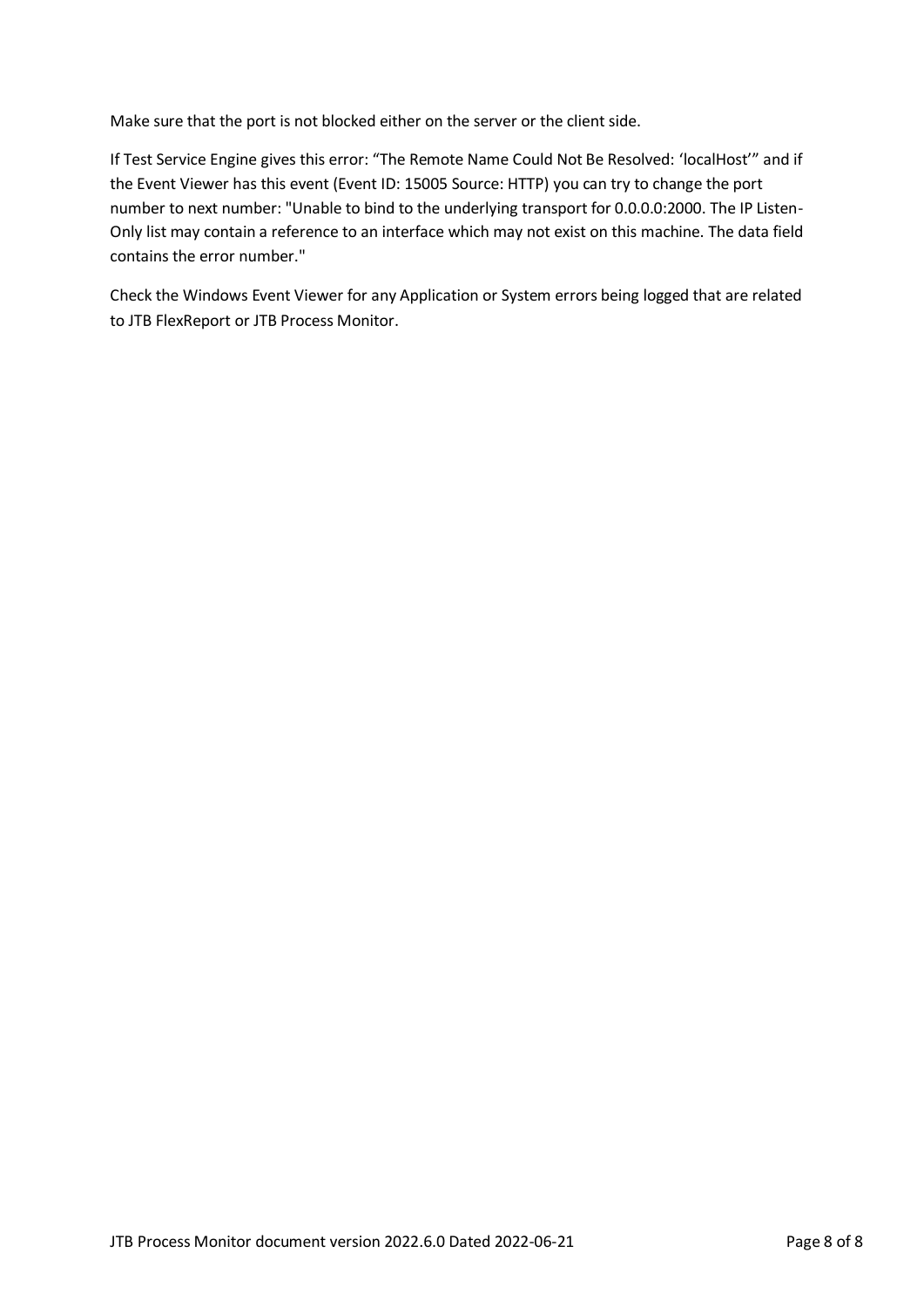Make sure that the port is not blocked either on the server or the client side.

If Test Service Engine gives this error: “The Remote Name Could Not Be Resolved: ‘localHost’” and if the Event Viewer has this event (Event ID: 15005 Source: HTTP) you can try to change the port number to next number: "Unable to bind to the underlying transport for 0.0.0.0:2000. The IP Listen-Only list may contain a reference to an interface which may not exist on this machine. The data field contains the error number."

Check the Windows Event Viewer for any Application or System errors being logged that are related to JTB FlexReport or JTB Process Monitor.